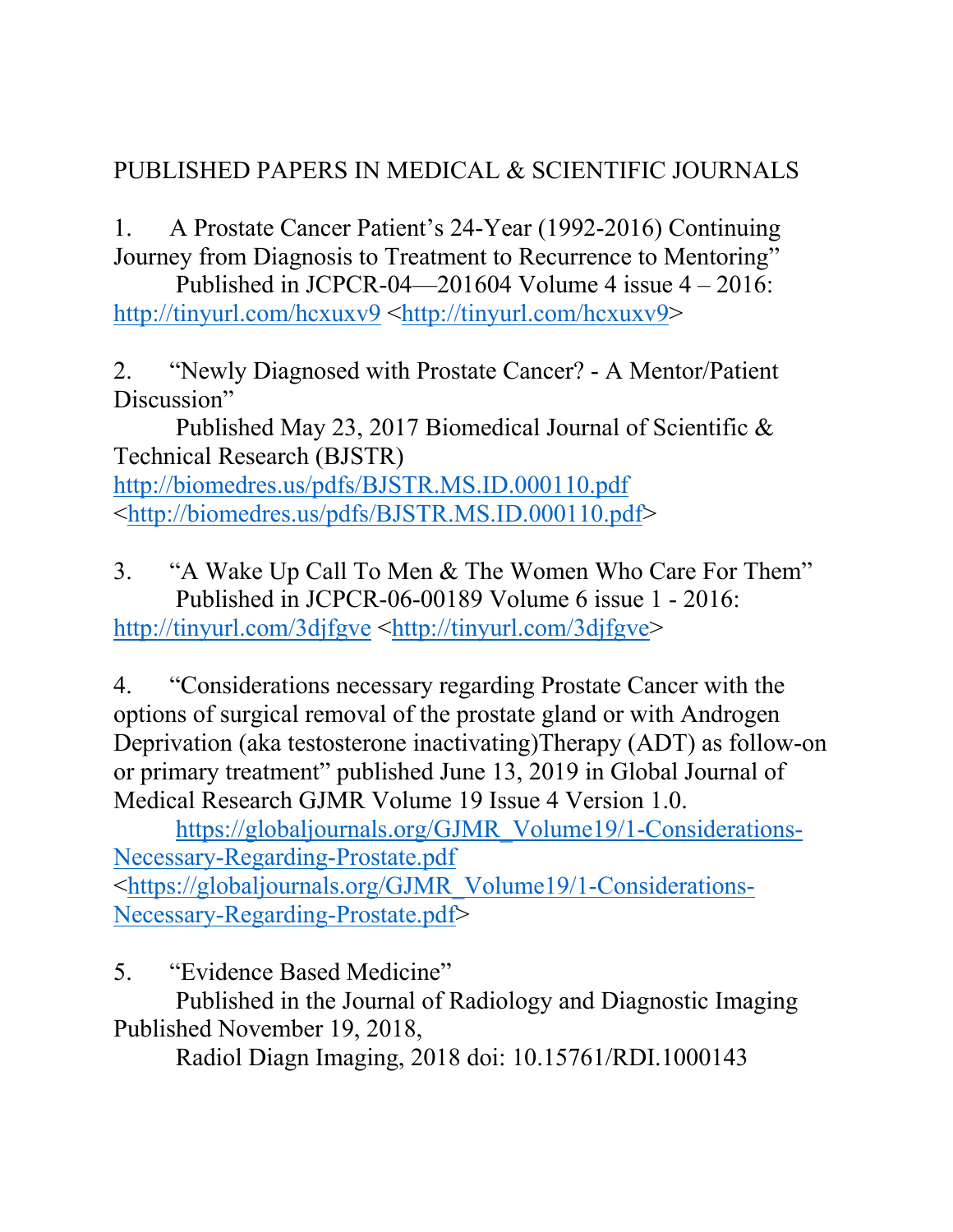# PUBLISHED PAPERS IN MEDICAL & SCIENTIFIC JOURNALS

1. A Prostate Cancer Patient's 24-Year (1992-2016) Continuing Journey from Diagnosis to Treatment to Recurrence to Mentoring"

   Published in JCPCR-04—201604 Volume 4 issue 4 – 2016: http://tinyurl.com/hcxuxv9 <http://tinyurl.com/hcxuxv9>

2. "Newly Diagnosed with Prostate Cancer? - A Mentor/Patient Discussion"

   Published May 23, 2017 Biomedical Journal of Scientific & Technical Research (BJSTR) http://biomedres.us/pdfs/BJSTR.MS.ID.000110.pdf <http://biomedres.us/pdfs/BJSTR.MS.ID.000110.pdf>

3. "A Wake Up Call To Men & The Women Who Care For Them"

   Published in JCPCR-06-00189 Volume 6 issue 1 - 2016: http://tinyurl.com/3djfgve <http://tinyurl.com/3djfgve>

4. "Considerations necessary regarding Prostate Cancer with the options of surgical removal of the prostate gland or with Androgen Deprivation (aka testosterone inactivating)Therapy (ADT) as follow-on or primary treatment" published June 13, 2019 in Global Journal of Medical Research GJMR Volume 19 Issue 4 Version 1.0.

   https://globaljournals.org/GJMR_Volume19/1-Considerations-Necessary-Regarding-Prostate.pdf <https://globaljournals.org/GJMR_Volume19/1-Considerations-Necessary-Regarding-Prostate.pdf>

5. "Evidence Based Medicine"

   Published in the Journal of Radiology and Diagnostic Imaging Published November 19, 2018,

   Radiol Diagn Imaging, 2018 doi: 10.15761/RDI.1000143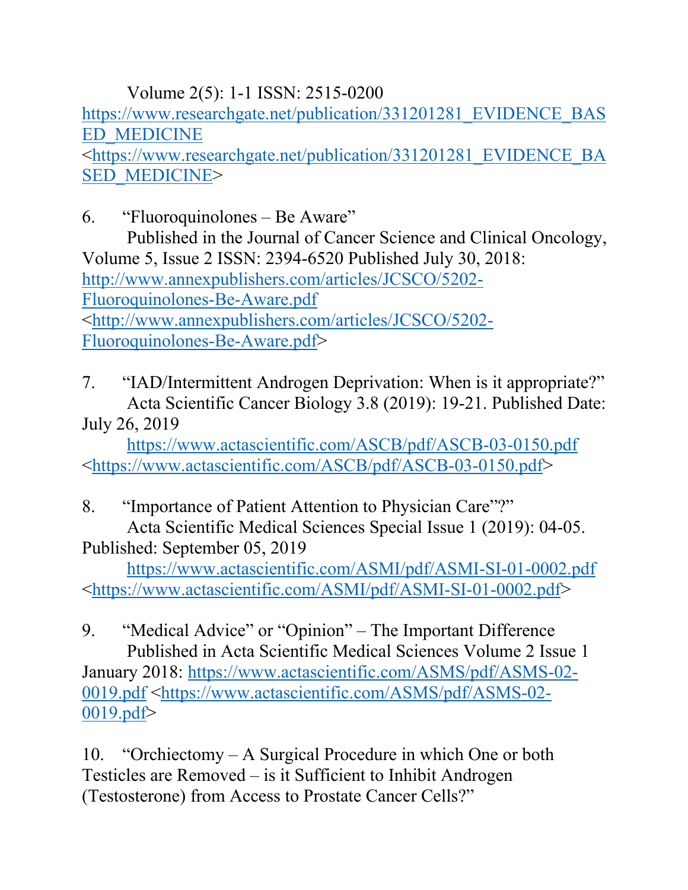Volume 2(5): 1-1 ISSN: 2515-0200
https://www.researchgate.net/publication/331201281_EVIDENCE_BASED_MEDICINE
<https://www.researchgate.net/publication/331201281_EVIDENCE_BASED_MEDICINE>

6. "Fluoroquinolones – Be Aware"
Published in the Journal of Cancer Science and Clinical Oncology, Volume 5, Issue 2 ISSN: 2394-6520 Published July 30, 2018:
http://www.annexpublishers.com/articles/JCSCO/5202-Fluoroquinolones-Be-Aware.pdf
<http://www.annexpublishers.com/articles/JCSCO/5202-Fluoroquinolones-Be-Aware.pdf>

7. "IAD/Intermittent Androgen Deprivation: When is it appropriate?"
Acta Scientific Cancer Biology 3.8 (2019): 19-21. Published Date: July 26, 2019
https://www.actascientific.com/ASCB/pdf/ASCB-03-0150.pdf
<https://www.actascientific.com/ASCB/pdf/ASCB-03-0150.pdf>

8. "Importance of Patient Attention to Physician Care"?"
Acta Scientific Medical Sciences Special Issue 1 (2019): 04-05. Published: September 05, 2019
https://www.actascientific.com/ASMI/pdf/ASMI-SI-01-0002.pdf
<https://www.actascientific.com/ASMI/pdf/ASMI-SI-01-0002.pdf>

9. "Medical Advice" or "Opinion" – The Important Difference
Published in Acta Scientific Medical Sciences Volume 2 Issue 1 January 2018: https://www.actascientific.com/ASMS/pdf/ASMS-02-0019.pdf <https://www.actascientific.com/ASMS/pdf/ASMS-02-0019.pdf>

10. "Orchiectomy – A Surgical Procedure in which One or both Testicles are Removed – is it Sufficient to Inhibit Androgen (Testosterone) from Access to Prostate Cancer Cells?"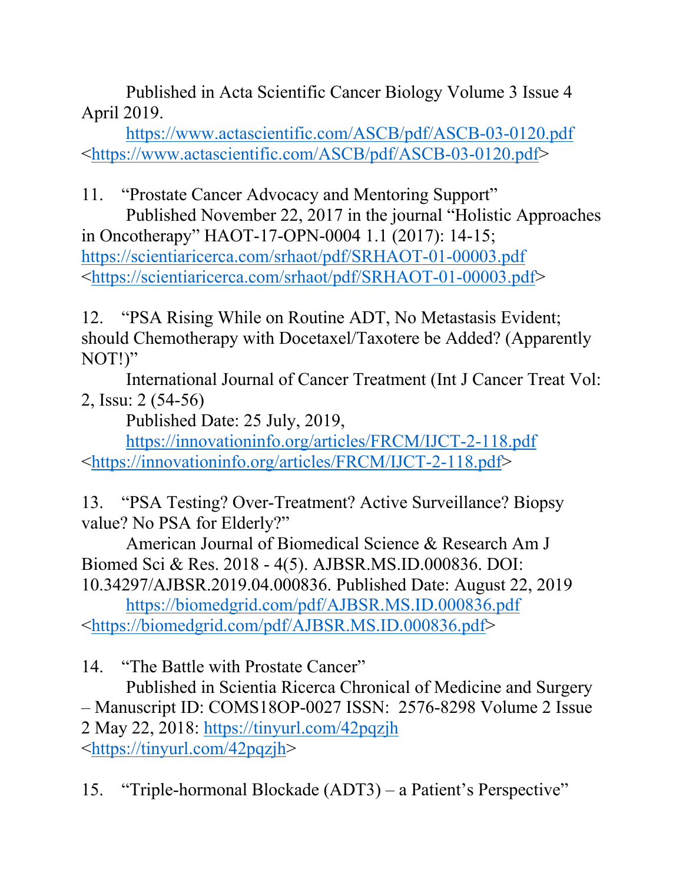Published in Acta Scientific Cancer Biology Volume 3 Issue 4 April 2019.

https://www.actascientific.com/ASCB/pdf/ASCB-03-0120.pdf <https://www.actascientific.com/ASCB/pdf/ASCB-03-0120.pdf>

11. "Prostate Cancer Advocacy and Mentoring Support"

Published November 22, 2017 in the journal "Holistic Approaches in Oncotherapy" HAOT-17-OPN-0004 1.1 (2017): 14-15; https://scientiaricerca.com/srhaot/pdf/SRHAOT-01-00003.pdf <https://scientiaricerca.com/srhaot/pdf/SRHAOT-01-00003.pdf>

12. "PSA Rising While on Routine ADT, No Metastasis Evident; should Chemotherapy with Docetaxel/Taxotere be Added? (Apparently NOT!)"

International Journal of Cancer Treatment (Int J Cancer Treat Vol: 2, Issu: 2 (54-56)

Published Date: 25 July, 2019,

https://innovationinfo.org/articles/FRCM/IJCT-2-118.pdf <https://innovationinfo.org/articles/FRCM/IJCT-2-118.pdf>

13. "PSA Testing? Over-Treatment? Active Surveillance? Biopsy value? No PSA for Elderly?"

American Journal of Biomedical Science & Research Am J Biomed Sci & Res. 2018 - 4(5). AJBSR.MS.ID.000836. DOI: 10.34297/AJBSR.2019.04.000836. Published Date: August 22, 2019

https://biomedgrid.com/pdf/AJBSR.MS.ID.000836.pdf <https://biomedgrid.com/pdf/AJBSR.MS.ID.000836.pdf>

14. "The Battle with Prostate Cancer"

Published in Scientia Ricerca Chronical of Medicine and Surgery – Manuscript ID: COMS18OP-0027 ISSN: 2576-8298 Volume 2 Issue 2 May 22, 2018: https://tinyurl.com/42pqzjh <https://tinyurl.com/42pqzjh>

15. "Triple-hormonal Blockade (ADT3) – a Patient's Perspective"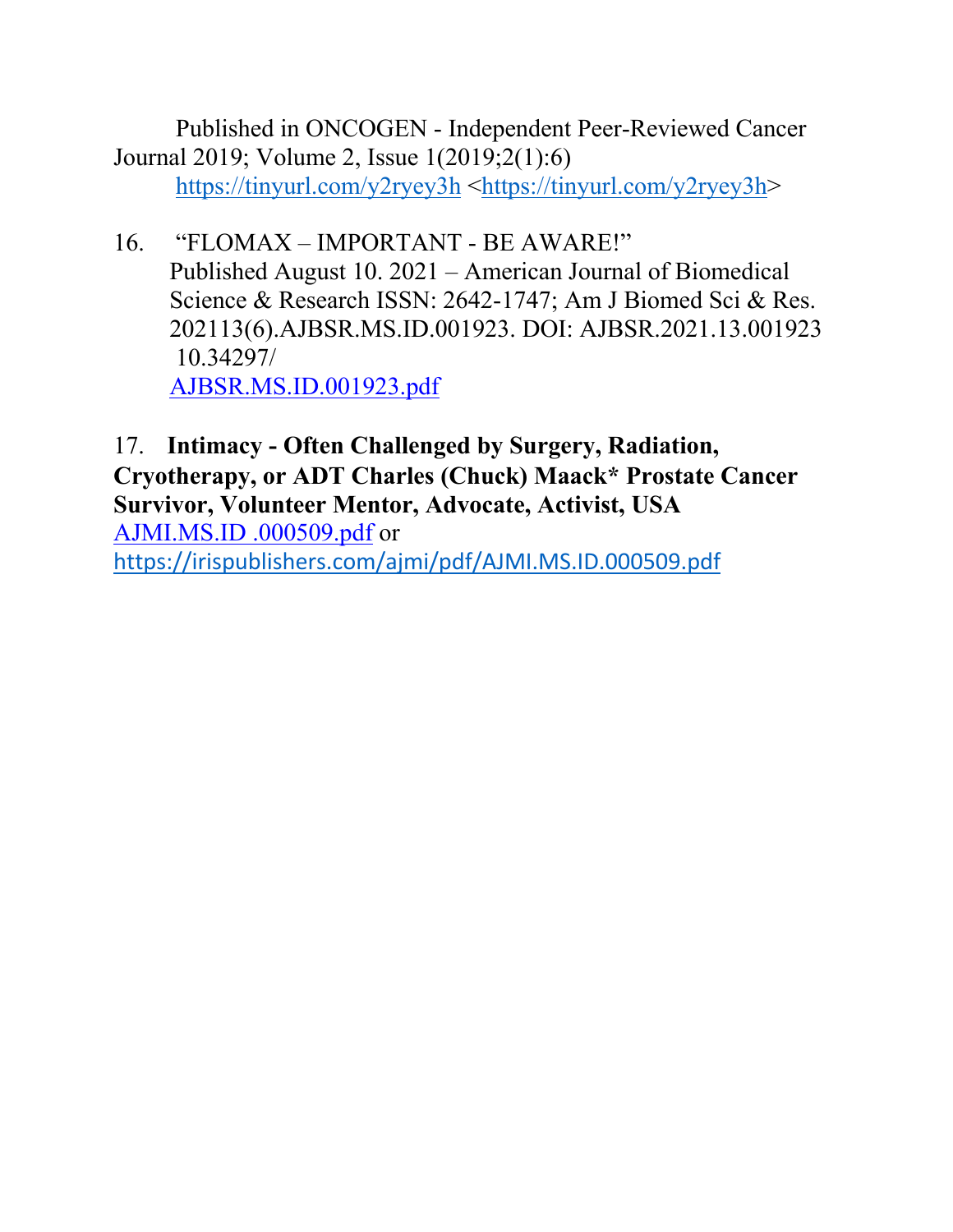Published in ONCOGEN - Independent Peer-Reviewed Cancer Journal 2019; Volume 2, Issue 1(2019;2(1):6)
https://tinyurl.com/y2ryey3h <https://tinyurl.com/y2ryey3h>

16. “FLOMAX – IMPORTANT - BE AWARE!”
Published August 10. 2021 – American Journal of Biomedical Science & Research ISSN: 2642-1747; Am J Biomed Sci & Res. 202113(6).AJBSR.MS.ID.001923. DOI: AJBSR.2021.13.001923 10.34297/
AJBSR.MS.ID.001923.pdf

17. **Intimacy - Often Challenged by Surgery, Radiation, Cryotherapy, or ADT Charles (Chuck) Maack* Prostate Cancer Survivor, Volunteer Mentor, Advocate, Activist, USA**
AJMI.MS.ID .000509.pdf or
https://irispublishers.com/ajmi/pdf/AJMI.MS.ID.000509.pdf